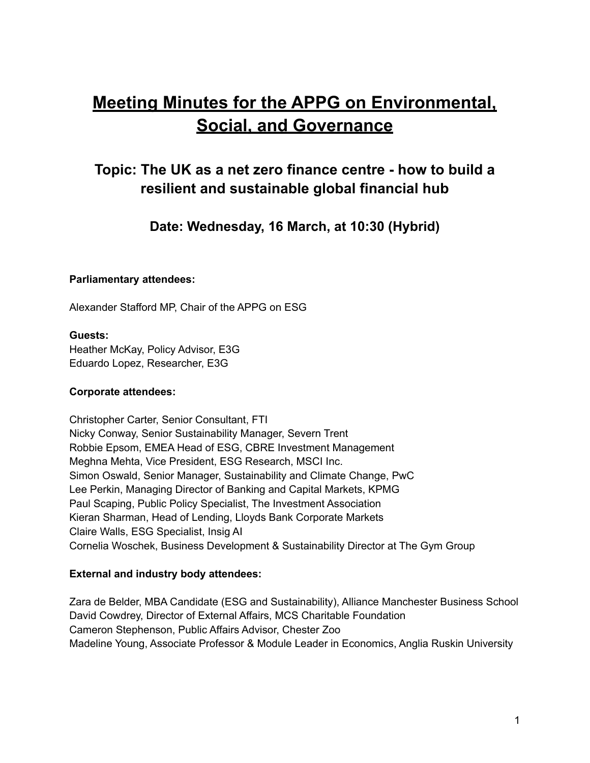# Meeting Minutes for the APPG on Environmental, Social, and Governance

## Topic: The UK as a net zero finance centre - how to build a resilient and sustainable global financial hub

### Date: Wednesday, 16 March, at 10:30 (Hybrid)

**Parliamentary attendees:**

Alexander Stafford MP, Chair of the APPG on ESG

**Guests:**
Heather McKay, Policy Advisor, E3G
Eduardo Lopez, Researcher, E3G

**Corporate attendees:**

Christopher Carter, Senior Consultant, FTI
Nicky Conway, Senior Sustainability Manager, Severn Trent
Robbie Epsom, EMEA Head of ESG, CBRE Investment Management
Meghna Mehta, Vice President, ESG Research, MSCI Inc.
Simon Oswald, Senior Manager, Sustainability and Climate Change, PwC
Lee Perkin, Managing Director of Banking and Capital Markets, KPMG
Paul Scaping, Public Policy Specialist, The Investment Association
Kieran Sharman, Head of Lending, Lloyds Bank Corporate Markets
Claire Walls, ESG Specialist, Insig AI
Cornelia Woschek, Business Development & Sustainability Director at The Gym Group

**External and industry body attendees:**

Zara de Belder, MBA Candidate (ESG and Sustainability), Alliance Manchester Business School
David Cowdrey, Director of External Affairs, MCS Charitable Foundation
Cameron Stephenson, Public Affairs Advisor, Chester Zoo
Madeline Young, Associate Professor & Module Leader in Economics, Anglia Ruskin University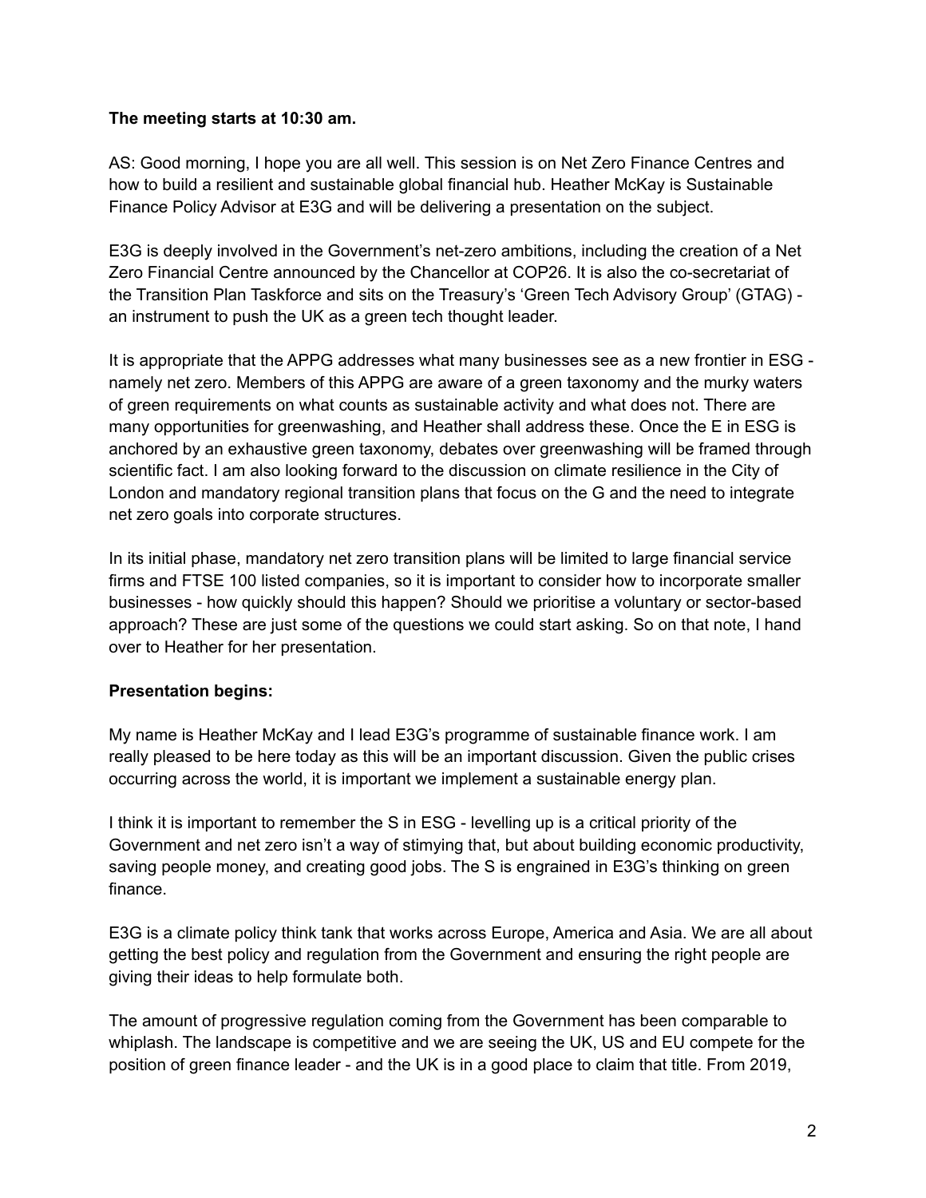**The meeting starts at 10:30 am.**

AS: Good morning, I hope you are all well. This session is on Net Zero Finance Centres and how to build a resilient and sustainable global financial hub. Heather McKay is Sustainable Finance Policy Advisor at E3G and will be delivering a presentation on the subject.

E3G is deeply involved in the Government's net-zero ambitions, including the creation of a Net Zero Financial Centre announced by the Chancellor at COP26. It is also the co-secretariat of the Transition Plan Taskforce and sits on the Treasury's 'Green Tech Advisory Group' (GTAG) - an instrument to push the UK as a green tech thought leader.

It is appropriate that the APPG addresses what many businesses see as a new frontier in ESG - namely net zero. Members of this APPG are aware of a green taxonomy and the murky waters of green requirements on what counts as sustainable activity and what does not. There are many opportunities for greenwashing, and Heather shall address these. Once the E in ESG is anchored by an exhaustive green taxonomy, debates over greenwashing will be framed through scientific fact. I am also looking forward to the discussion on climate resilience in the City of London and mandatory regional transition plans that focus on the G and the need to integrate net zero goals into corporate structures.

In its initial phase, mandatory net zero transition plans will be limited to large financial service firms and FTSE 100 listed companies, so it is important to consider how to incorporate smaller businesses - how quickly should this happen? Should we prioritise a voluntary or sector-based approach? These are just some of the questions we could start asking. So on that note, I hand over to Heather for her presentation.

**Presentation begins:**

My name is Heather McKay and I lead E3G's programme of sustainable finance work. I am really pleased to be here today as this will be an important discussion. Given the public crises occurring across the world, it is important we implement a sustainable energy plan.

I think it is important to remember the S in ESG - levelling up is a critical priority of the Government and net zero isn't a way of stimying that, but about building economic productivity, saving people money, and creating good jobs. The S is engrained in E3G's thinking on green finance.

E3G is a climate policy think tank that works across Europe, America and Asia. We are all about getting the best policy and regulation from the Government and ensuring the right people are giving their ideas to help formulate both.

The amount of progressive regulation coming from the Government has been comparable to whiplash. The landscape is competitive and we are seeing the UK, US and EU compete for the position of green finance leader - and the UK is in a good place to claim that title. From 2019,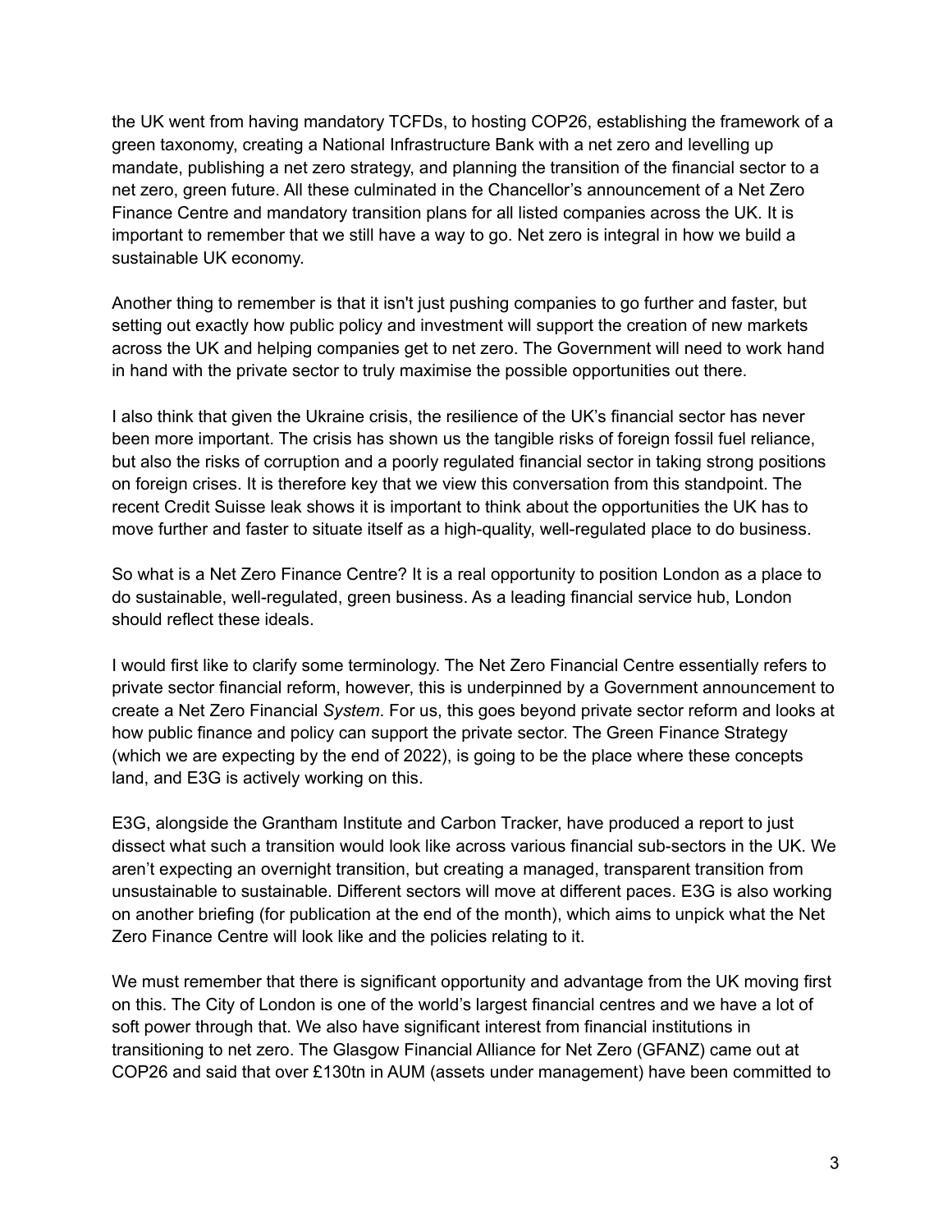the UK went from having mandatory TCFDs, to hosting COP26, establishing the framework of a green taxonomy, creating a National Infrastructure Bank with a net zero and levelling up mandate, publishing a net zero strategy, and planning the transition of the financial sector to a net zero, green future. All these culminated in the Chancellor's announcement of a Net Zero Finance Centre and mandatory transition plans for all listed companies across the UK. It is important to remember that we still have a way to go. Net zero is integral in how we build a sustainable UK economy.

Another thing to remember is that it isn't just pushing companies to go further and faster, but setting out exactly how public policy and investment will support the creation of new markets across the UK and helping companies get to net zero. The Government will need to work hand in hand with the private sector to truly maximise the possible opportunities out there.

I also think that given the Ukraine crisis, the resilience of the UK's financial sector has never been more important. The crisis has shown us the tangible risks of foreign fossil fuel reliance, but also the risks of corruption and a poorly regulated financial sector in taking strong positions on foreign crises. It is therefore key that we view this conversation from this standpoint. The recent Credit Suisse leak shows it is important to think about the opportunities the UK has to move further and faster to situate itself as a high-quality, well-regulated place to do business.

So what is a Net Zero Finance Centre? It is a real opportunity to position London as a place to do sustainable, well-regulated, green business. As a leading financial service hub, London should reflect these ideals.

I would first like to clarify some terminology. The Net Zero Financial Centre essentially refers to private sector financial reform, however, this is underpinned by a Government announcement to create a Net Zero Financial *System*. For us, this goes beyond private sector reform and looks at how public finance and policy can support the private sector. The Green Finance Strategy (which we are expecting by the end of 2022), is going to be the place where these concepts land, and E3G is actively working on this.

E3G, alongside the Grantham Institute and Carbon Tracker, have produced a report to just dissect what such a transition would look like across various financial sub-sectors in the UK. We aren't expecting an overnight transition, but creating a managed, transparent transition from unsustainable to sustainable. Different sectors will move at different paces. E3G is also working on another briefing (for publication at the end of the month), which aims to unpick what the Net Zero Finance Centre will look like and the policies relating to it.

We must remember that there is significant opportunity and advantage from the UK moving first on this. The City of London is one of the world's largest financial centres and we have a lot of soft power through that. We also have significant interest from financial institutions in transitioning to net zero. The Glasgow Financial Alliance for Net Zero (GFANZ) came out at COP26 and said that over £130tn in AUM (assets under management) have been committed to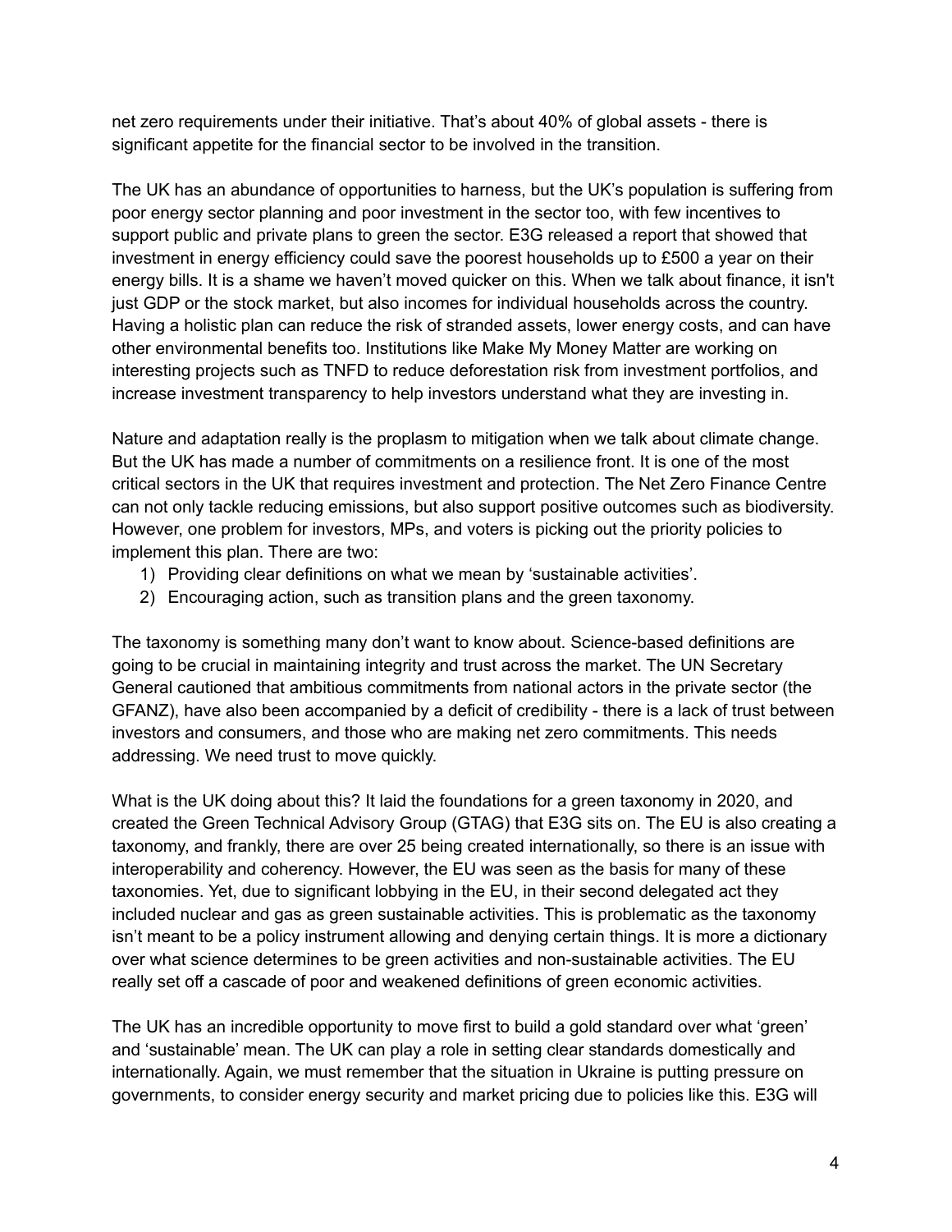net zero requirements under their initiative. That's about 40% of global assets - there is significant appetite for the financial sector to be involved in the transition.

The UK has an abundance of opportunities to harness, but the UK's population is suffering from poor energy sector planning and poor investment in the sector too, with few incentives to support public and private plans to green the sector. E3G released a report that showed that investment in energy efficiency could save the poorest households up to £500 a year on their energy bills. It is a shame we haven't moved quicker on this. When we talk about finance, it isn't just GDP or the stock market, but also incomes for individual households across the country. Having a holistic plan can reduce the risk of stranded assets, lower energy costs, and can have other environmental benefits too. Institutions like Make My Money Matter are working on interesting projects such as TNFD to reduce deforestation risk from investment portfolios, and increase investment transparency to help investors understand what they are investing in.

Nature and adaptation really is the proplasm to mitigation when we talk about climate change. But the UK has made a number of commitments on a resilience front. It is one of the most critical sectors in the UK that requires investment and protection. The Net Zero Finance Centre can not only tackle reducing emissions, but also support positive outcomes such as biodiversity. However, one problem for investors, MPs, and voters is picking out the priority policies to implement this plan. There are two:

1) Providing clear definitions on what we mean by 'sustainable activities'.
2) Encouraging action, such as transition plans and the green taxonomy.

The taxonomy is something many don't want to know about. Science-based definitions are going to be crucial in maintaining integrity and trust across the market. The UN Secretary General cautioned that ambitious commitments from national actors in the private sector (the GFANZ), have also been accompanied by a deficit of credibility - there is a lack of trust between investors and consumers, and those who are making net zero commitments. This needs addressing. We need trust to move quickly.

What is the UK doing about this? It laid the foundations for a green taxonomy in 2020, and created the Green Technical Advisory Group (GTAG) that E3G sits on. The EU is also creating a taxonomy, and frankly, there are over 25 being created internationally, so there is an issue with interoperability and coherency. However, the EU was seen as the basis for many of these taxonomies. Yet, due to significant lobbying in the EU, in their second delegated act they included nuclear and gas as green sustainable activities. This is problematic as the taxonomy isn't meant to be a policy instrument allowing and denying certain things. It is more a dictionary over what science determines to be green activities and non-sustainable activities. The EU really set off a cascade of poor and weakened definitions of green economic activities.

The UK has an incredible opportunity to move first to build a gold standard over what 'green' and 'sustainable' mean. The UK can play a role in setting clear standards domestically and internationally. Again, we must remember that the situation in Ukraine is putting pressure on governments, to consider energy security and market pricing due to policies like this. E3G will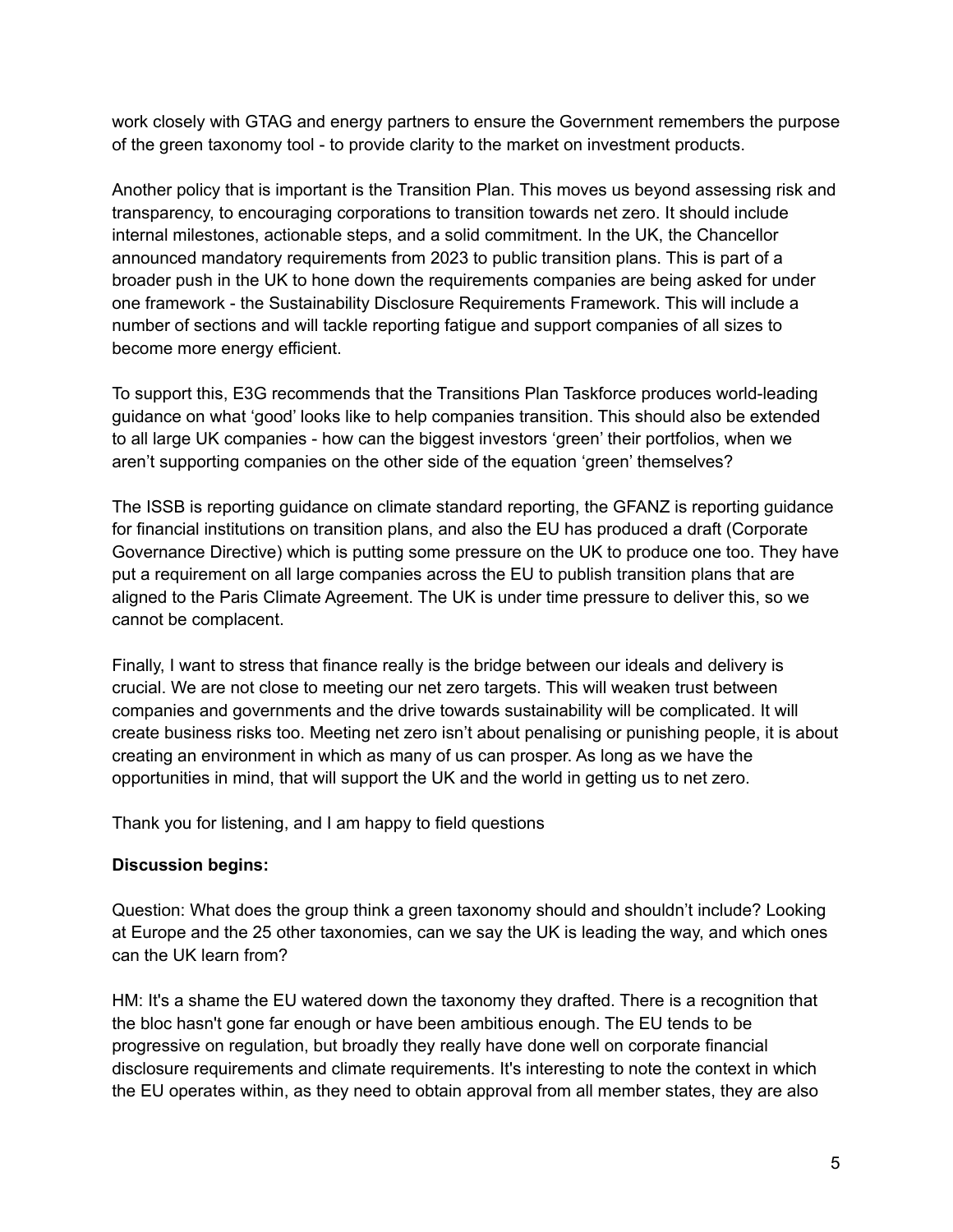work closely with GTAG and energy partners to ensure the Government remembers the purpose of the green taxonomy tool - to provide clarity to the market on investment products.

Another policy that is important is the Transition Plan. This moves us beyond assessing risk and transparency, to encouraging corporations to transition towards net zero. It should include internal milestones, actionable steps, and a solid commitment. In the UK, the Chancellor announced mandatory requirements from 2023 to public transition plans. This is part of a broader push in the UK to hone down the requirements companies are being asked for under one framework - the Sustainability Disclosure Requirements Framework. This will include a number of sections and will tackle reporting fatigue and support companies of all sizes to become more energy efficient.

To support this, E3G recommends that the Transitions Plan Taskforce produces world-leading guidance on what 'good' looks like to help companies transition. This should also be extended to all large UK companies - how can the biggest investors 'green' their portfolios, when we aren't supporting companies on the other side of the equation 'green' themselves?

The ISSB is reporting guidance on climate standard reporting, the GFANZ is reporting guidance for financial institutions on transition plans, and also the EU has produced a draft (Corporate Governance Directive) which is putting some pressure on the UK to produce one too. They have put a requirement on all large companies across the EU to publish transition plans that are aligned to the Paris Climate Agreement. The UK is under time pressure to deliver this, so we cannot be complacent.

Finally, I want to stress that finance really is the bridge between our ideals and delivery is crucial. We are not close to meeting our net zero targets. This will weaken trust between companies and governments and the drive towards sustainability will be complicated. It will create business risks too. Meeting net zero isn't about penalising or punishing people, it is about creating an environment in which as many of us can prosper. As long as we have the opportunities in mind, that will support the UK and the world in getting us to net zero.

Thank you for listening, and I am happy to field questions

**Discussion begins:**

Question: What does the group think a green taxonomy should and shouldn't include? Looking at Europe and the 25 other taxonomies, can we say the UK is leading the way, and which ones can the UK learn from?

HM: It's a shame the EU watered down the taxonomy they drafted. There is a recognition that the bloc hasn't gone far enough or have been ambitious enough. The EU tends to be progressive on regulation, but broadly they really have done well on corporate financial disclosure requirements and climate requirements. It's interesting to note the context in which the EU operates within, as they need to obtain approval from all member states, they are also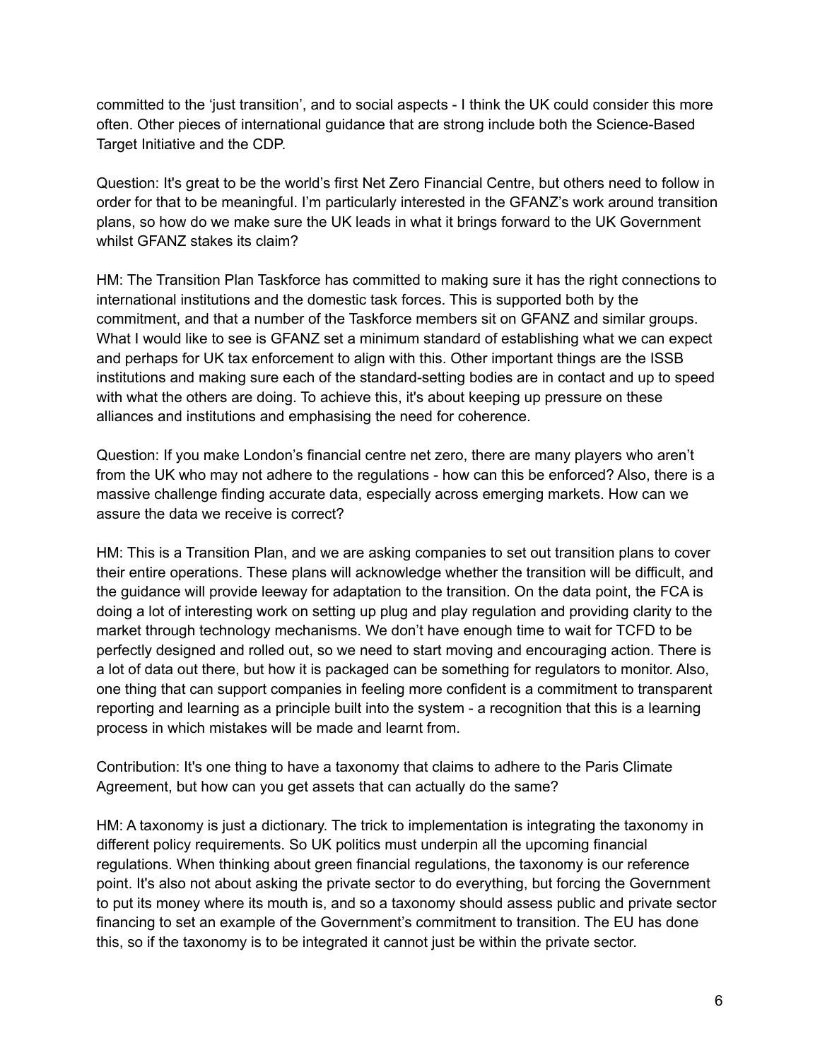committed to the 'just transition', and to social aspects - I think the UK could consider this more often. Other pieces of international guidance that are strong include both the Science-Based Target Initiative and the CDP.

Question: It's great to be the world's first Net Zero Financial Centre, but others need to follow in order for that to be meaningful. I'm particularly interested in the GFANZ's work around transition plans, so how do we make sure the UK leads in what it brings forward to the UK Government whilst GFANZ stakes its claim?

HM: The Transition Plan Taskforce has committed to making sure it has the right connections to international institutions and the domestic task forces. This is supported both by the commitment, and that a number of the Taskforce members sit on GFANZ and similar groups. What I would like to see is GFANZ set a minimum standard of establishing what we can expect and perhaps for UK tax enforcement to align with this. Other important things are the ISSB institutions and making sure each of the standard-setting bodies are in contact and up to speed with what the others are doing. To achieve this, it's about keeping up pressure on these alliances and institutions and emphasising the need for coherence.

Question: If you make London's financial centre net zero, there are many players who aren't from the UK who may not adhere to the regulations - how can this be enforced? Also, there is a massive challenge finding accurate data, especially across emerging markets. How can we assure the data we receive is correct?

HM: This is a Transition Plan, and we are asking companies to set out transition plans to cover their entire operations. These plans will acknowledge whether the transition will be difficult, and the guidance will provide leeway for adaptation to the transition. On the data point, the FCA is doing a lot of interesting work on setting up plug and play regulation and providing clarity to the market through technology mechanisms. We don't have enough time to wait for TCFD to be perfectly designed and rolled out, so we need to start moving and encouraging action. There is a lot of data out there, but how it is packaged can be something for regulators to monitor. Also, one thing that can support companies in feeling more confident is a commitment to transparent reporting and learning as a principle built into the system - a recognition that this is a learning process in which mistakes will be made and learnt from.

Contribution: It's one thing to have a taxonomy that claims to adhere to the Paris Climate Agreement, but how can you get assets that can actually do the same?

HM: A taxonomy is just a dictionary. The trick to implementation is integrating the taxonomy in different policy requirements. So UK politics must underpin all the upcoming financial regulations. When thinking about green financial regulations, the taxonomy is our reference point. It's also not about asking the private sector to do everything, but forcing the Government to put its money where its mouth is, and so a taxonomy should assess public and private sector financing to set an example of the Government's commitment to transition. The EU has done this, so if the taxonomy is to be integrated it cannot just be within the private sector.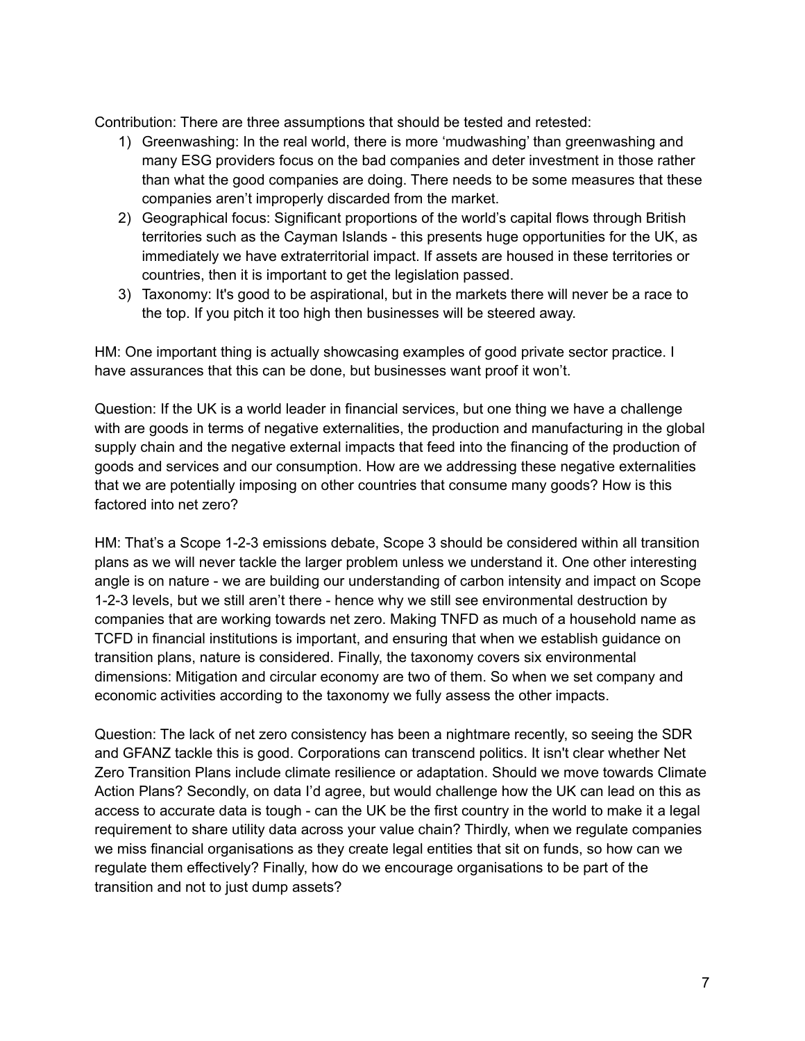Contribution: There are three assumptions that should be tested and retested:

1) Greenwashing: In the real world, there is more 'mudwashing' than greenwashing and many ESG providers focus on the bad companies and deter investment in those rather than what the good companies are doing. There needs to be some measures that these companies aren't improperly discarded from the market.
2) Geographical focus: Significant proportions of the world's capital flows through British territories such as the Cayman Islands - this presents huge opportunities for the UK, as immediately we have extraterritorial impact. If assets are housed in these territories or countries, then it is important to get the legislation passed.
3) Taxonomy: It's good to be aspirational, but in the markets there will never be a race to the top. If you pitch it too high then businesses will be steered away.

HM: One important thing is actually showcasing examples of good private sector practice. I have assurances that this can be done, but businesses want proof it won't.

Question: If the UK is a world leader in financial services, but one thing we have a challenge with are goods in terms of negative externalities, the production and manufacturing in the global supply chain and the negative external impacts that feed into the financing of the production of goods and services and our consumption. How are we addressing these negative externalities that we are potentially imposing on other countries that consume many goods? How is this factored into net zero?

HM: That's a Scope 1-2-3 emissions debate, Scope 3 should be considered within all transition plans as we will never tackle the larger problem unless we understand it. One other interesting angle is on nature - we are building our understanding of carbon intensity and impact on Scope 1-2-3 levels, but we still aren't there - hence why we still see environmental destruction by companies that are working towards net zero. Making TNFD as much of a household name as TCFD in financial institutions is important, and ensuring that when we establish guidance on transition plans, nature is considered. Finally, the taxonomy covers six environmental dimensions: Mitigation and circular economy are two of them. So when we set company and economic activities according to the taxonomy we fully assess the other impacts.

Question: The lack of net zero consistency has been a nightmare recently, so seeing the SDR and GFANZ tackle this is good. Corporations can transcend politics. It isn't clear whether Net Zero Transition Plans include climate resilience or adaptation. Should we move towards Climate Action Plans? Secondly, on data I'd agree, but would challenge how the UK can lead on this as access to accurate data is tough - can the UK be the first country in the world to make it a legal requirement to share utility data across your value chain? Thirdly, when we regulate companies we miss financial organisations as they create legal entities that sit on funds, so how can we regulate them effectively? Finally, how do we encourage organisations to be part of the transition and not to just dump assets?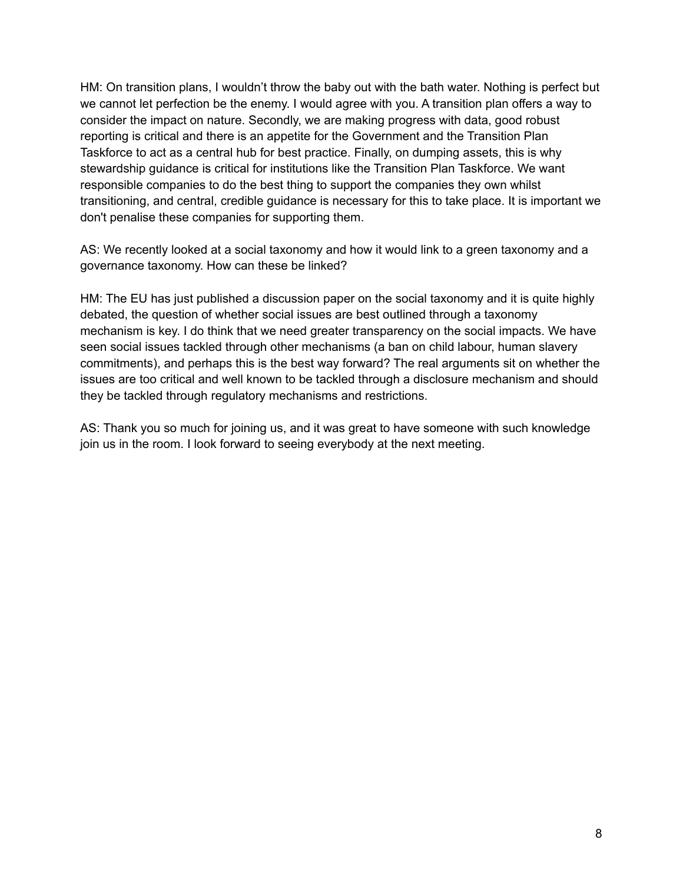HM: On transition plans, I wouldn't throw the baby out with the bath water. Nothing is perfect but we cannot let perfection be the enemy. I would agree with you. A transition plan offers a way to consider the impact on nature. Secondly, we are making progress with data, good robust reporting is critical and there is an appetite for the Government and the Transition Plan Taskforce to act as a central hub for best practice. Finally, on dumping assets, this is why stewardship guidance is critical for institutions like the Transition Plan Taskforce. We want responsible companies to do the best thing to support the companies they own whilst transitioning, and central, credible guidance is necessary for this to take place. It is important we don't penalise these companies for supporting them.

AS: We recently looked at a social taxonomy and how it would link to a green taxonomy and a governance taxonomy. How can these be linked?

HM: The EU has just published a discussion paper on the social taxonomy and it is quite highly debated, the question of whether social issues are best outlined through a taxonomy mechanism is key. I do think that we need greater transparency on the social impacts. We have seen social issues tackled through other mechanisms (a ban on child labour, human slavery commitments), and perhaps this is the best way forward? The real arguments sit on whether the issues are too critical and well known to be tackled through a disclosure mechanism and should they be tackled through regulatory mechanisms and restrictions.

AS: Thank you so much for joining us, and it was great to have someone with such knowledge join us in the room. I look forward to seeing everybody at the next meeting.